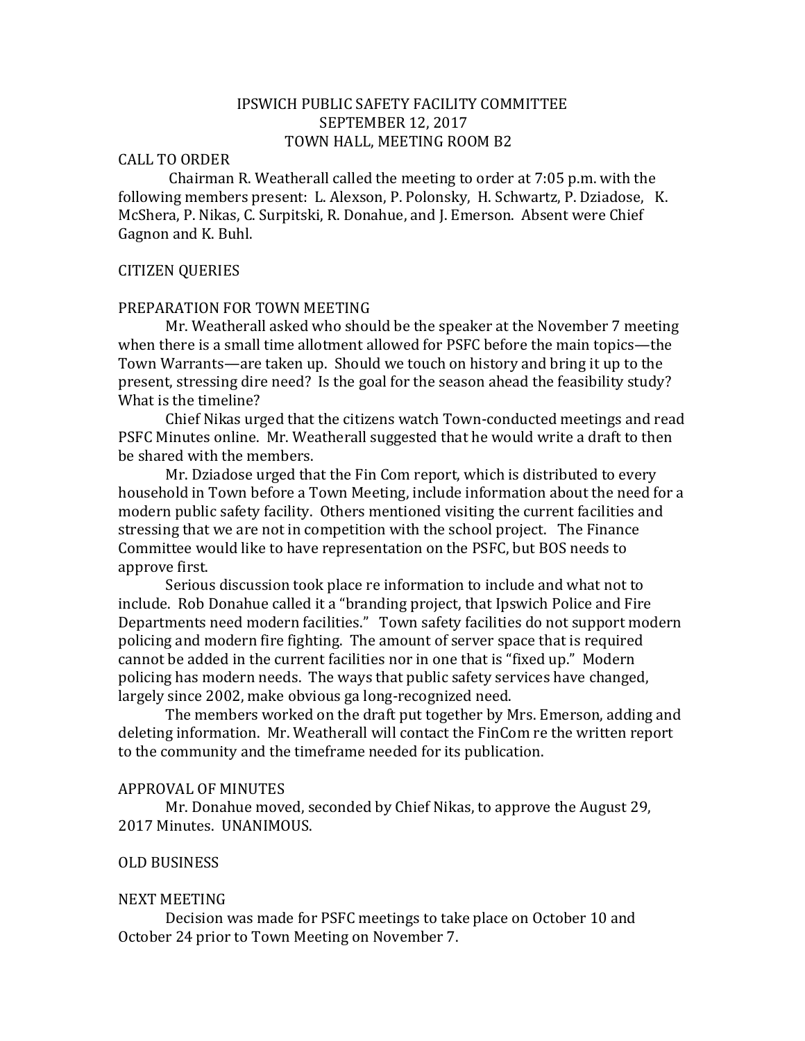# IPSWICH PUBLIC SAFETY FACILITY COMMITTEE
## SEPTEMBER 12, 2017
## TOWN HALL, MEETING ROOM B2

CALL TO ORDER

Chairman R. Weatherall called the meeting to order at 7:05 p.m. with the following members present: L. Alexson, P. Polonsky, H. Schwartz, P. Dziadose, K. McShera, P. Nikas, C. Surpitski, R. Donahue, and J. Emerson. Absent were Chief Gagnon and K. Buhl.

CITIZEN QUERIES

PREPARATION FOR TOWN MEETING

Mr. Weatherall asked who should be the speaker at the November 7 meeting when there is a small time allotment allowed for PSFC before the main topics—the Town Warrants—are taken up. Should we touch on history and bring it up to the present, stressing dire need? Is the goal for the season ahead the feasibility study? What is the timeline?

Chief Nikas urged that the citizens watch Town-conducted meetings and read PSFC Minutes online. Mr. Weatherall suggested that he would write a draft to then be shared with the members.

Mr. Dziadose urged that the Fin Com report, which is distributed to every household in Town before a Town Meeting, include information about the need for a modern public safety facility. Others mentioned visiting the current facilities and stressing that we are not in competition with the school project. The Finance Committee would like to have representation on the PSFC, but BOS needs to approve first.

Serious discussion took place re information to include and what not to include. Rob Donahue called it a "branding project, that Ipswich Police and Fire Departments need modern facilities." Town safety facilities do not support modern policing and modern fire fighting. The amount of server space that is required cannot be added in the current facilities nor in one that is "fixed up." Modern policing has modern needs. The ways that public safety services have changed, largely since 2002, make obvious ga long-recognized need.

The members worked on the draft put together by Mrs. Emerson, adding and deleting information. Mr. Weatherall will contact the FinCom re the written report to the community and the timeframe needed for its publication.

APPROVAL OF MINUTES

Mr. Donahue moved, seconded by Chief Nikas, to approve the August 29, 2017 Minutes. UNANIMOUS.

OLD BUSINESS

NEXT MEETING

Decision was made for PSFC meetings to take place on October 10 and October 24 prior to Town Meeting on November 7.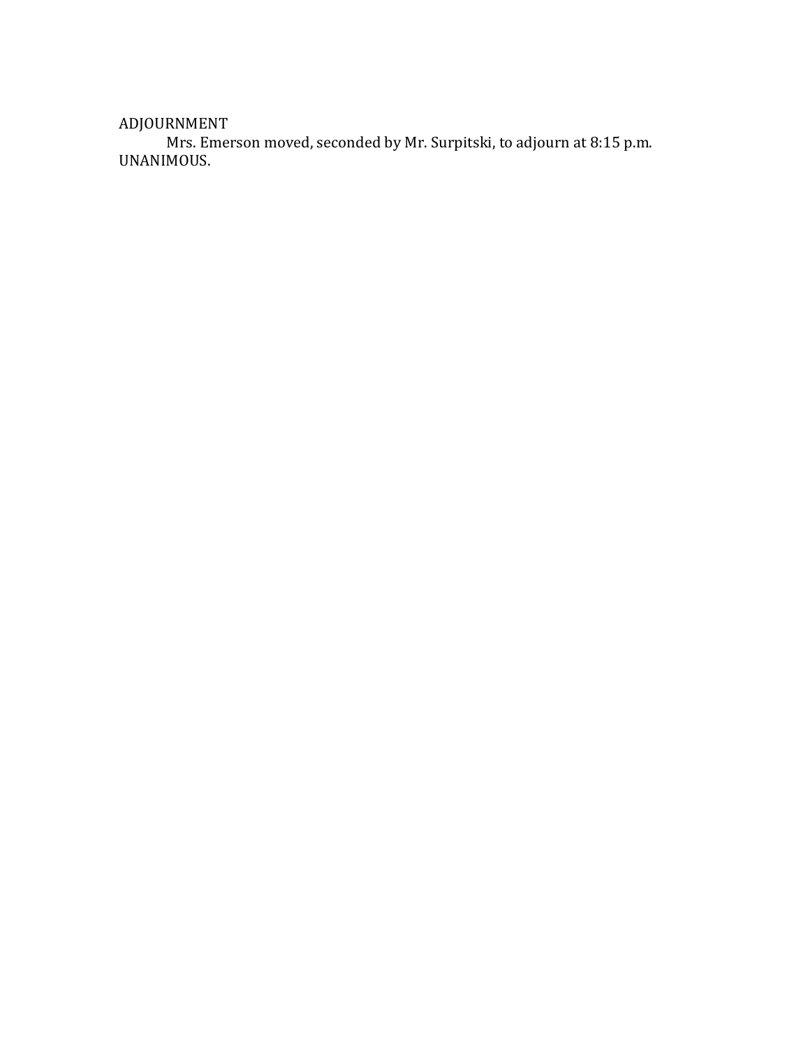ADJOURNMENT

Mrs. Emerson moved, seconded by Mr. Surpitski, to adjourn at 8:15 p.m. UNANIMOUS.